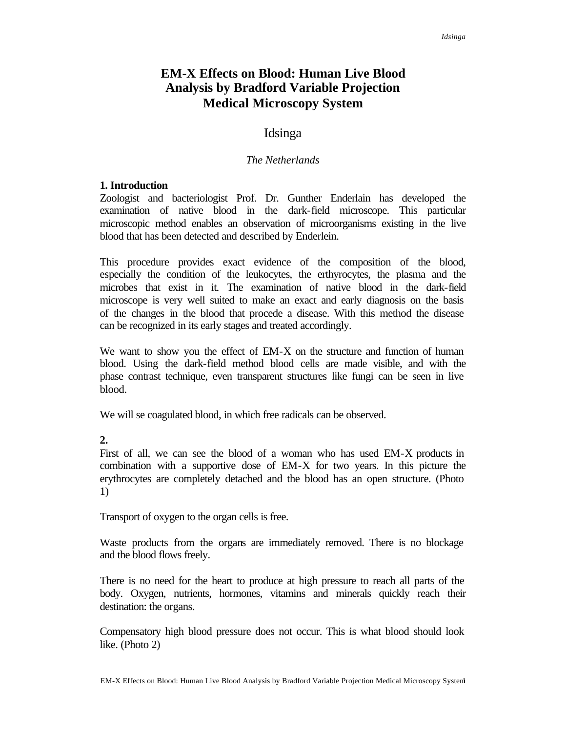# EM-X Effects on Blood: Human Live Blood Analysis by Bradford Variable Projection Medical Microscopy System

Idsinga

*The Netherlands*

## 1. Introduction

Zoologist and bacteriologist Prof. Dr. Gunther Enderlain has developed the examination of native blood in the dark-field microscope. This particular microscopic method enables an observation of microorganisms existing in the live blood that has been detected and described by Enderlein.

This procedure provides exact evidence of the composition of the blood, especially the condition of the leukocytes, the erthyrocytes, the plasma and the microbes that exist in it. The examination of native blood in the dark-field microscope is very well suited to make an exact and early diagnosis on the basis of the changes in the blood that procede a disease. With this method the disease can be recognized in its early stages and treated accordingly.

We want to show you the effect of EM-X on the structure and function of human blood. Using the dark-field method blood cells are made visible, and with the phase contrast technique, even transparent structures like fungi can be seen in live blood.

We will se coagulated blood, in which free radicals can be observed.

## 2.

First of all, we can see the blood of a woman who has used EM-X products in combination with a supportive dose of EM-X for two years. In this picture the erythrocytes are completely detached and the blood has an open structure. (Photo 1)

Transport of oxygen to the organ cells is free.

Waste products from the organs are immediately removed. There is no blockage and the blood flows freely.

There is no need for the heart to produce at high pressure to reach all parts of the body. Oxygen, nutrients, hormones, vitamins and minerals quickly reach their destination: the organs.

Compensatory high blood pressure does not occur. This is what blood should look like. (Photo 2)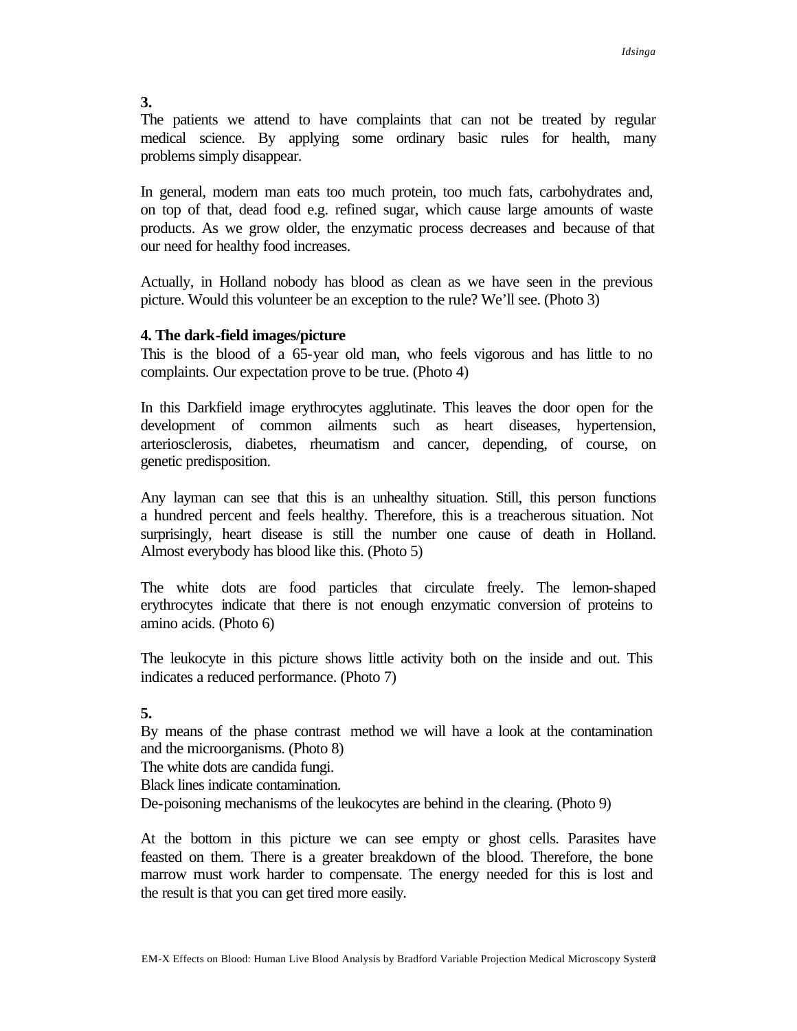**3.**

The patients we attend to have complaints that can not be treated by regular medical science. By applying some ordinary basic rules for health, many problems simply disappear.

In general, modern man eats too much protein, too much fats, carbohydrates and, on top of that, dead food e.g. refined sugar, which cause large amounts of waste products. As we grow older, the enzymatic process decreases and because of that our need for healthy food increases.

Actually, in Holland nobody has blood as clean as we have seen in the previous picture. Would this volunteer be an exception to the rule? We'll see. (Photo 3)

**4. The dark-field images/picture**

This is the blood of a 65-year old man, who feels vigorous and has little to no complaints. Our expectation prove to be true. (Photo 4)

In this Darkfield image erythrocytes agglutinate. This leaves the door open for the development of common ailments such as heart diseases, hypertension, arteriosclerosis, diabetes, rheumatism and cancer, depending, of course, on genetic predisposition.

Any layman can see that this is an unhealthy situation. Still, this person functions a hundred percent and feels healthy. Therefore, this is a treacherous situation. Not surprisingly, heart disease is still the number one cause of death in Holland. Almost everybody has blood like this. (Photo 5)

The white dots are food particles that circulate freely. The lemon-shaped erythrocytes indicate that there is not enough enzymatic conversion of proteins to amino acids. (Photo 6)

The leukocyte in this picture shows little activity both on the inside and out. This indicates a reduced performance. (Photo 7)

**5.**

By means of the phase contrast method we will have a look at the contamination and the microorganisms. (Photo 8)
The white dots are candida fungi.
Black lines indicate contamination.
De-poisoning mechanisms of the leukocytes are behind in the clearing. (Photo 9)

At the bottom in this picture we can see empty or ghost cells. Parasites have feasted on them. There is a greater breakdown of the blood. Therefore, the bone marrow must work harder to compensate. The energy needed for this is lost and the result is that you can get tired more easily.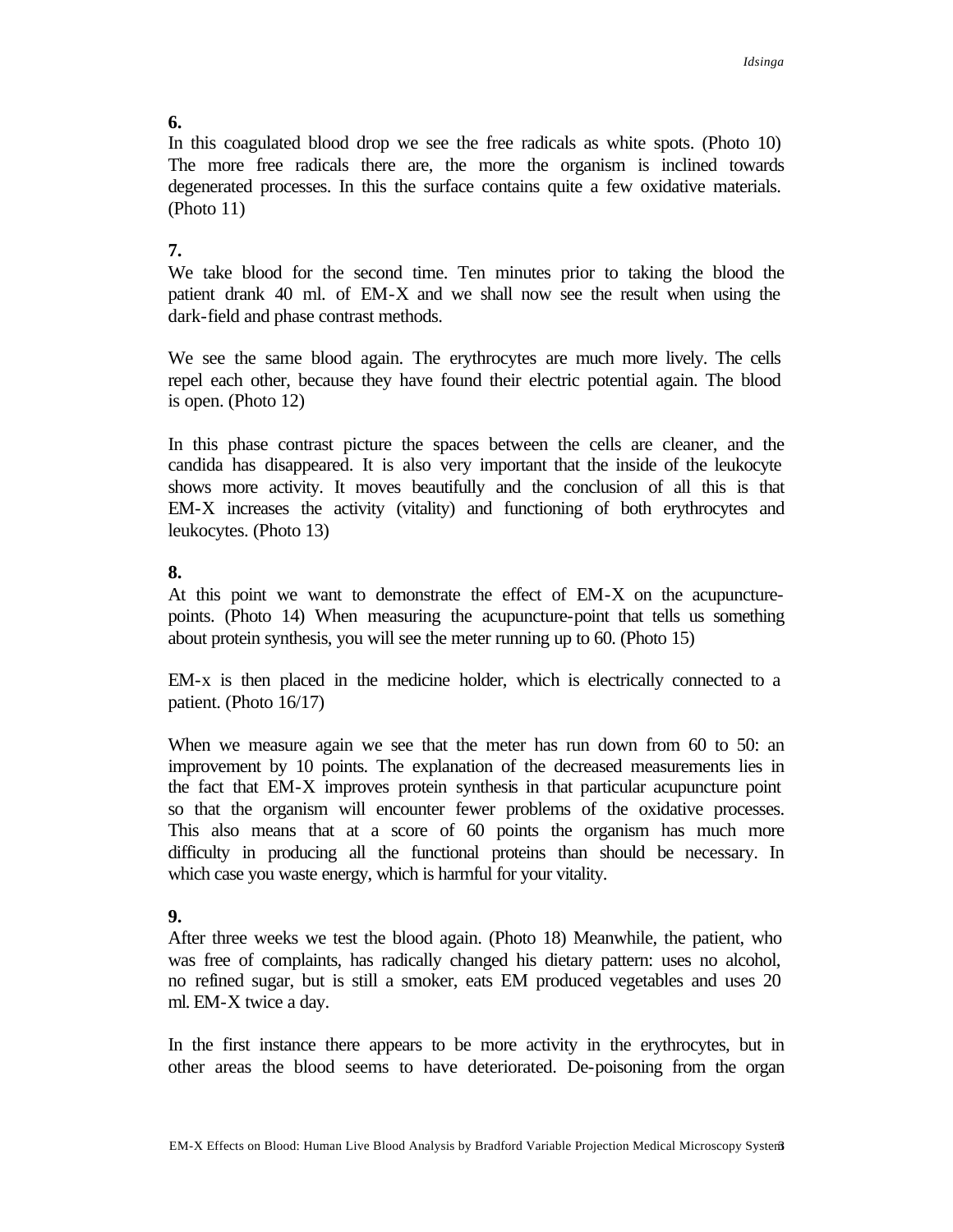**6.**
In this coagulated blood drop we see the free radicals as white spots. (Photo 10) The more free radicals there are, the more the organism is inclined towards degenerated processes. In this the surface contains quite a few oxidative materials. (Photo 11)

**7.**
We take blood for the second time. Ten minutes prior to taking the blood the patient drank 40 ml. of EM-X and we shall now see the result when using the dark-field and phase contrast methods.

We see the same blood again. The erythrocytes are much more lively. The cells repel each other, because they have found their electric potential again. The blood is open. (Photo 12)

In this phase contrast picture the spaces between the cells are cleaner, and the candida has disappeared. It is also very important that the inside of the leukocyte shows more activity. It moves beautifully and the conclusion of all this is that EM-X increases the activity (vitality) and functioning of both erythrocytes and leukocytes. (Photo 13)

**8.**
At this point we want to demonstrate the effect of EM-X on the acupuncture-points. (Photo 14) When measuring the acupuncture-point that tells us something about protein synthesis, you will see the meter running up to 60. (Photo 15)

EM-x is then placed in the medicine holder, which is electrically connected to a patient. (Photo 16/17)

When we measure again we see that the meter has run down from 60 to 50: an improvement by 10 points. The explanation of the decreased measurements lies in the fact that EM-X improves protein synthesis in that particular acupuncture point so that the organism will encounter fewer problems of the oxidative processes. This also means that at a score of 60 points the organism has much more difficulty in producing all the functional proteins than should be necessary. In which case you waste energy, which is harmful for your vitality.

**9.**
After three weeks we test the blood again. (Photo 18) Meanwhile, the patient, who was free of complaints, has radically changed his dietary pattern: uses no alcohol, no refined sugar, but is still a smoker, eats EM produced vegetables and uses 20 ml. EM-X twice a day.

In the first instance there appears to be more activity in the erythrocytes, but in other areas the blood seems to have deteriorated. De-poisoning from the organ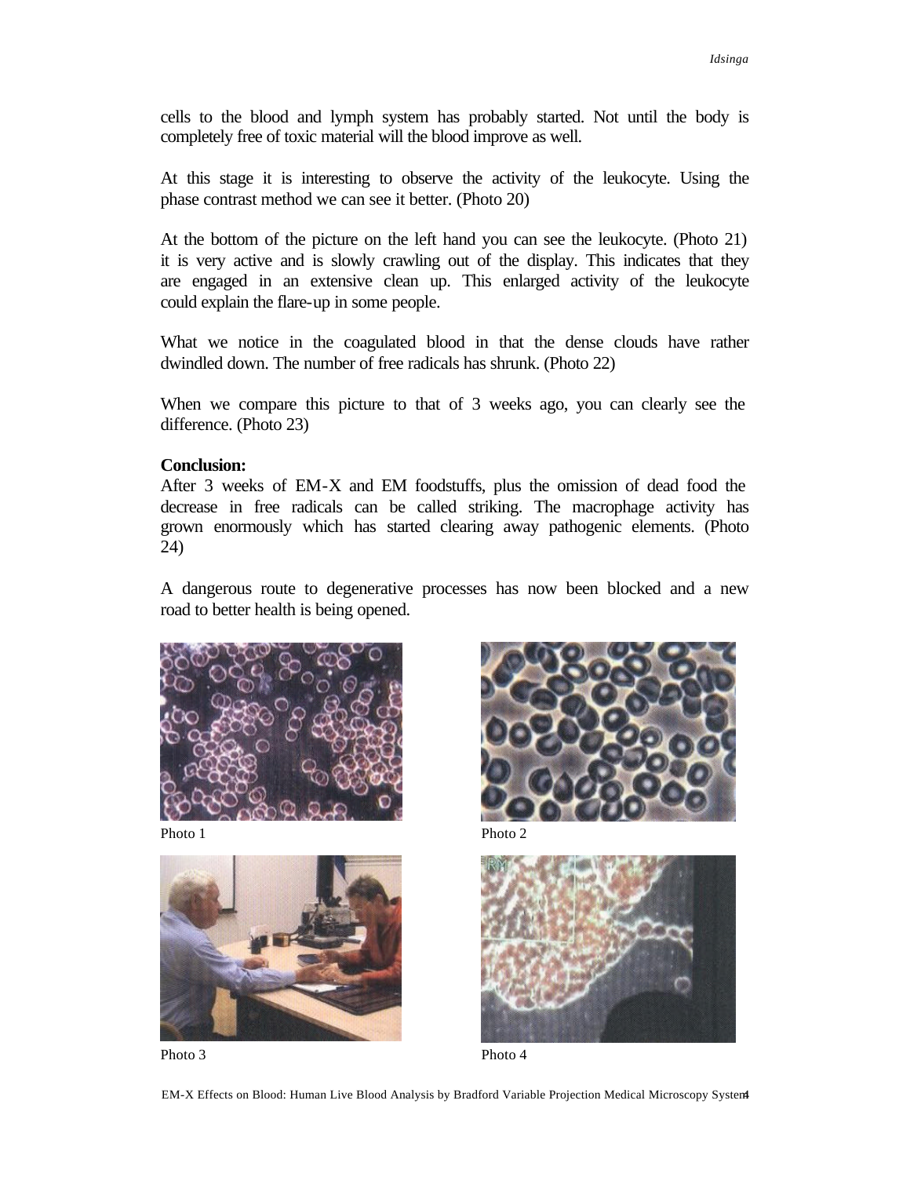cells to the blood and lymph system has probably started. Not until the body is completely free of toxic material will the blood improve as well.

At this stage it is interesting to observe the activity of the leukocyte. Using the phase contrast method we can see it better. (Photo 20)

At the bottom of the picture on the left hand you can see the leukocyte. (Photo 21) it is very active and is slowly crawling out of the display. This indicates that they are engaged in an extensive clean up. This enlarged activity of the leukocyte could explain the flare-up in some people.

What we notice in the coagulated blood in that the dense clouds have rather dwindled down. The number of free radicals has shrunk. (Photo 22)

When we compare this picture to that of 3 weeks ago, you can clearly see the difference. (Photo 23)

**Conclusion:**
After 3 weeks of EM-X and EM foodstuffs, plus the omission of dead food the decrease in free radicals can be called striking. The macrophage activity has grown enormously which has started clearing away pathogenic elements. (Photo 24)

A dangerous route to degenerative processes has now been blocked and a new road to better health is being opened.

Photo 1

Photo 2

Photo 3

Photo 4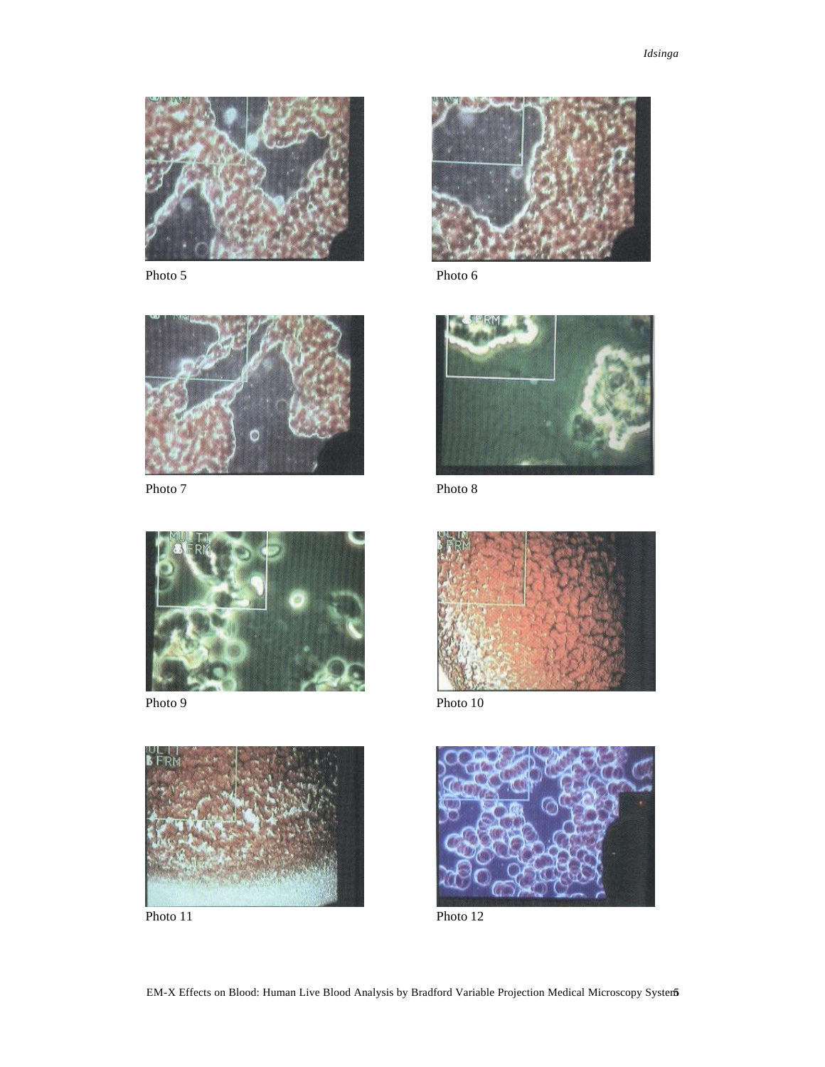Photo 5

Photo 6

Photo 7

Photo 8

Photo 9

Photo 10

Photo 11

Photo 12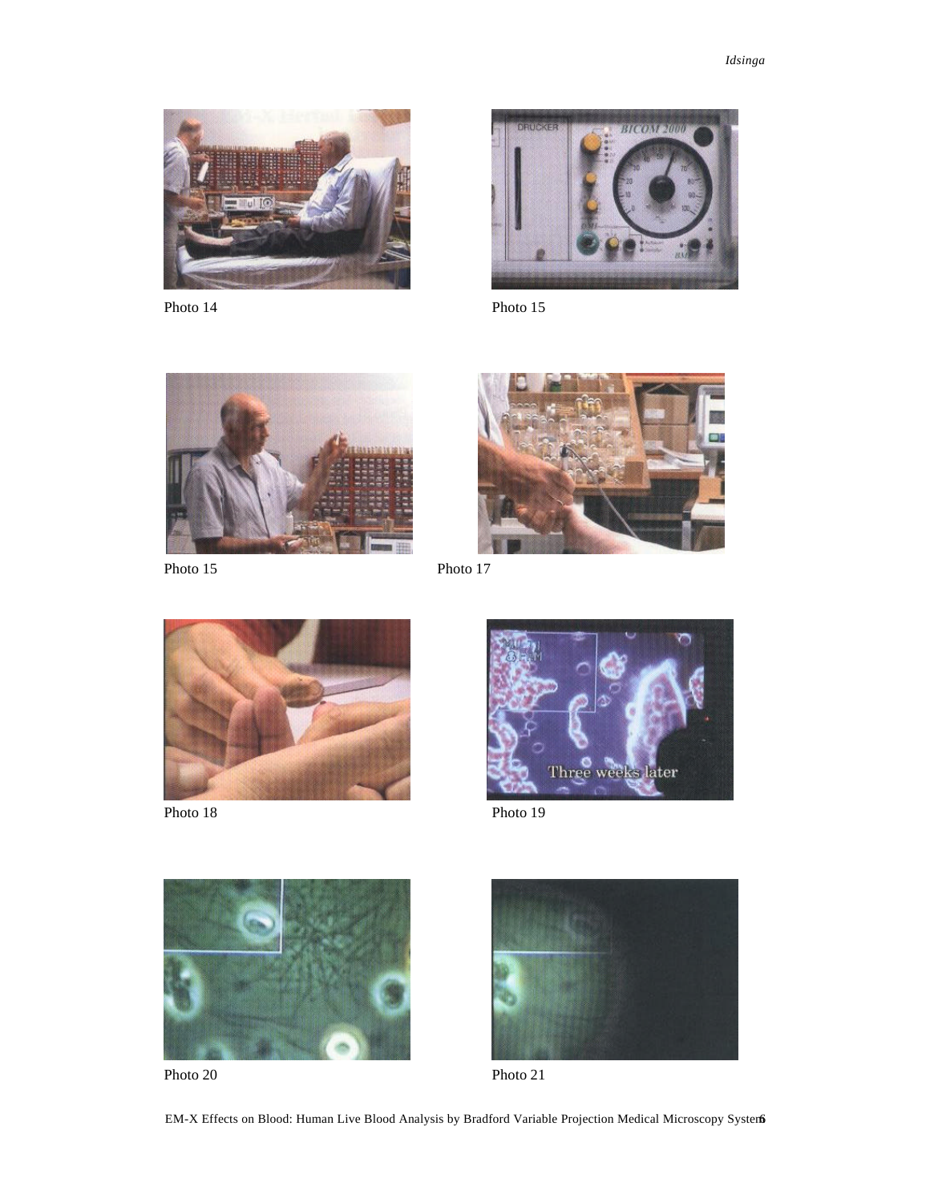Photo 14

Photo 15

Photo 15

Photo 17

Photo 18

Photo 19

Photo 20

Photo 21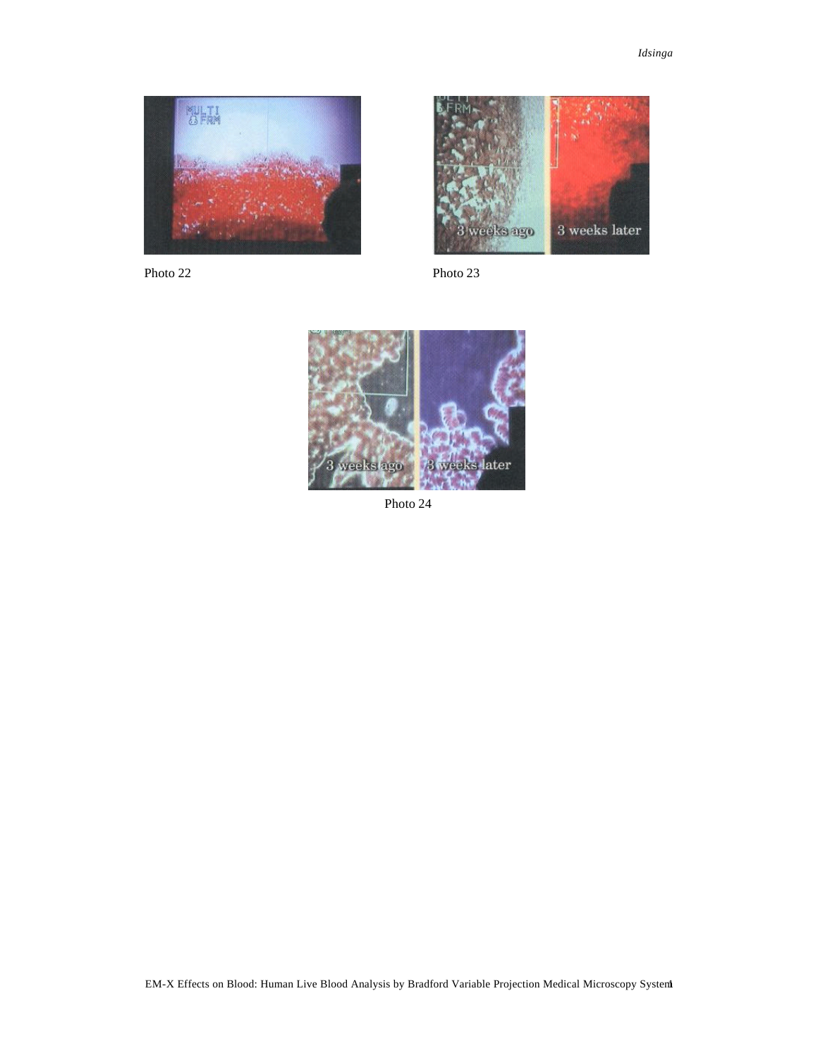Photo 22

Photo 23

Photo 24